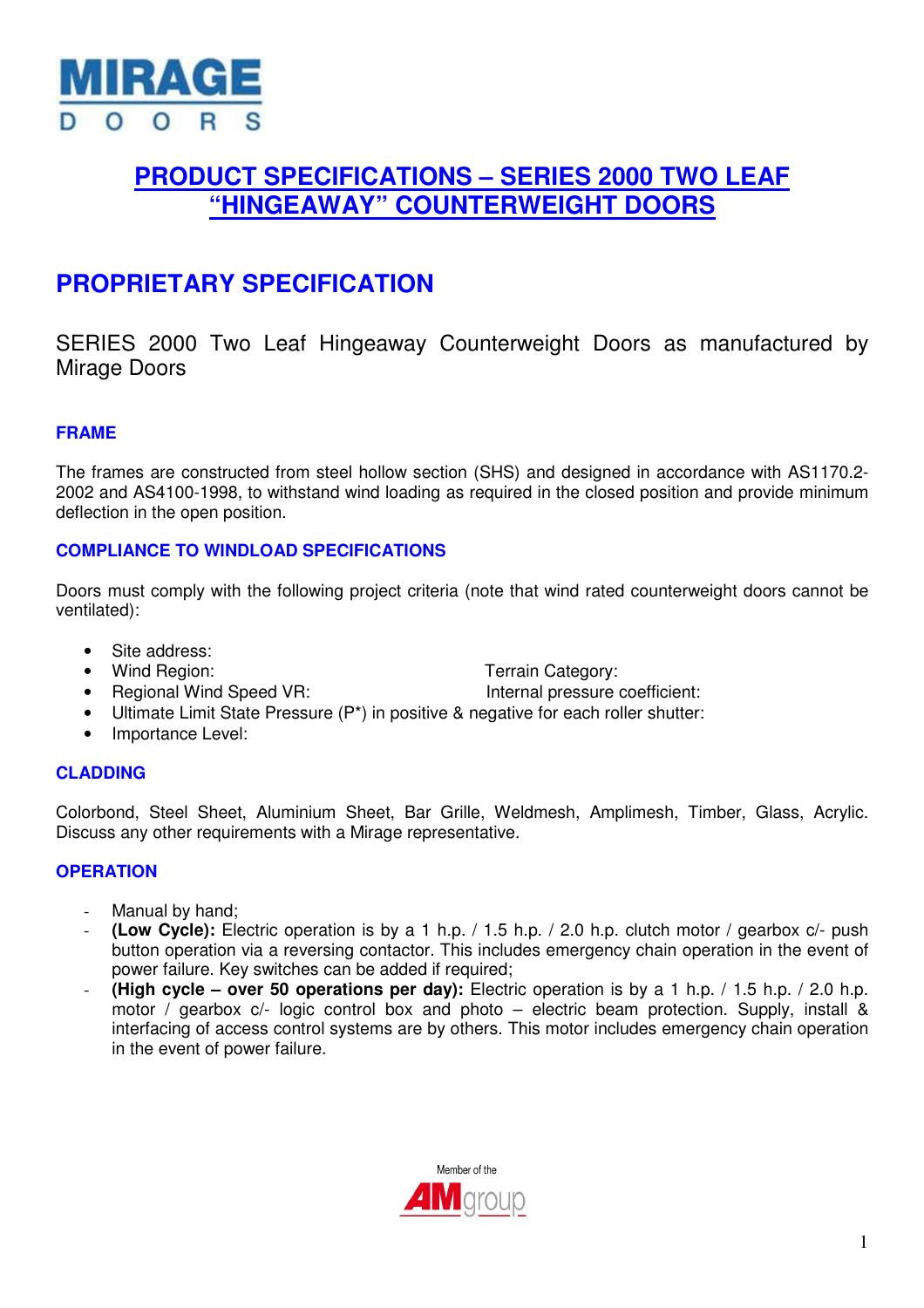MIRAGE DOORS

# PRODUCT SPECIFICATIONS – SERIES 2000 TWO LEAF "HINGEAWAY" COUNTERWEIGHT DOORS

## PROPRIETARY SPECIFICATION

SERIES 2000 Two Leaf Hingeaway Counterweight Doors as manufactured by Mirage Doors

### FRAME

The frames are constructed from steel hollow section (SHS) and designed in accordance with AS1170.2-2002 and AS4100-1998, to withstand wind loading as required in the closed position and provide minimum deflection in the open position.

### COMPLIANCE TO WINDLOAD SPECIFICATIONS

Doors must comply with the following project criteria (note that wind rated counterweight doors cannot be ventilated):

- Site address:
- Wind Region: Terrain Category:
- Regional Wind Speed VR: Internal pressure coefficient:
- Ultimate Limit State Pressure (P*) in positive & negative for each roller shutter:
- Importance Level:

### CLADDING

Colorbond, Steel Sheet, Aluminium Sheet, Bar Grille, Weldmesh, Amplimesh, Timber, Glass, Acrylic. Discuss any other requirements with a Mirage representative.

### OPERATION

- Manual by hand;
- **(Low Cycle):** Electric operation is by a 1 h.p. / 1.5 h.p. / 2.0 h.p. clutch motor / gearbox c/- push button operation via a reversing contactor. This includes emergency chain operation in the event of power failure. Key switches can be added if required;
- **(High cycle – over 50 operations per day):** Electric operation is by a 1 h.p. / 1.5 h.p. / 2.0 h.p. motor / gearbox c/- logic control box and photo – electric beam protection. Supply, install & interfacing of access control systems are by others. This motor includes emergency chain operation in the event of power failure.

Member of the AMgroup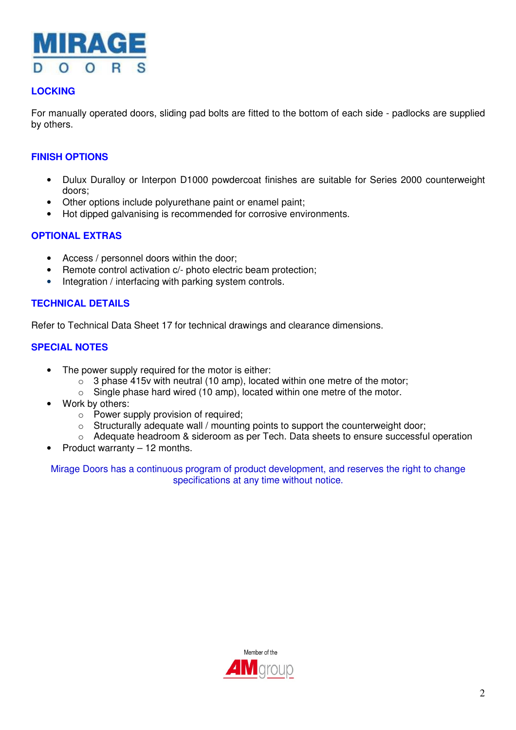## LOCKING

For manually operated doors, sliding pad bolts are fitted to the bottom of each side - padlocks are supplied by others.

## FINISH OPTIONS

- Dulux Duralloy or Interpon D1000 powdercoat finishes are suitable for Series 2000 counterweight doors;
- Other options include polyurethane paint or enamel paint;
- Hot dipped galvanising is recommended for corrosive environments.

## OPTIONAL EXTRAS

- Access / personnel doors within the door;
- Remote control activation c/- photo electric beam protection;
- Integration / interfacing with parking system controls.

## TECHNICAL DETAILS

Refer to Technical Data Sheet 17 for technical drawings and clearance dimensions.

## SPECIAL NOTES

- The power supply required for the motor is either:
  - 3 phase 415v with neutral (10 amp), located within one metre of the motor;
  - Single phase hard wired (10 amp), located within one metre of the motor.
- Work by others:
  - Power supply provision of required;
  - Structurally adequate wall / mounting points to support the counterweight door;
  - Adequate headroom & sideroom as per Tech. Data sheets to ensure successful operation
- Product warranty – 12 months.

Mirage Doors has a continuous program of product development, and reserves the right to change specifications at any time without notice.

Member of the AMgroup